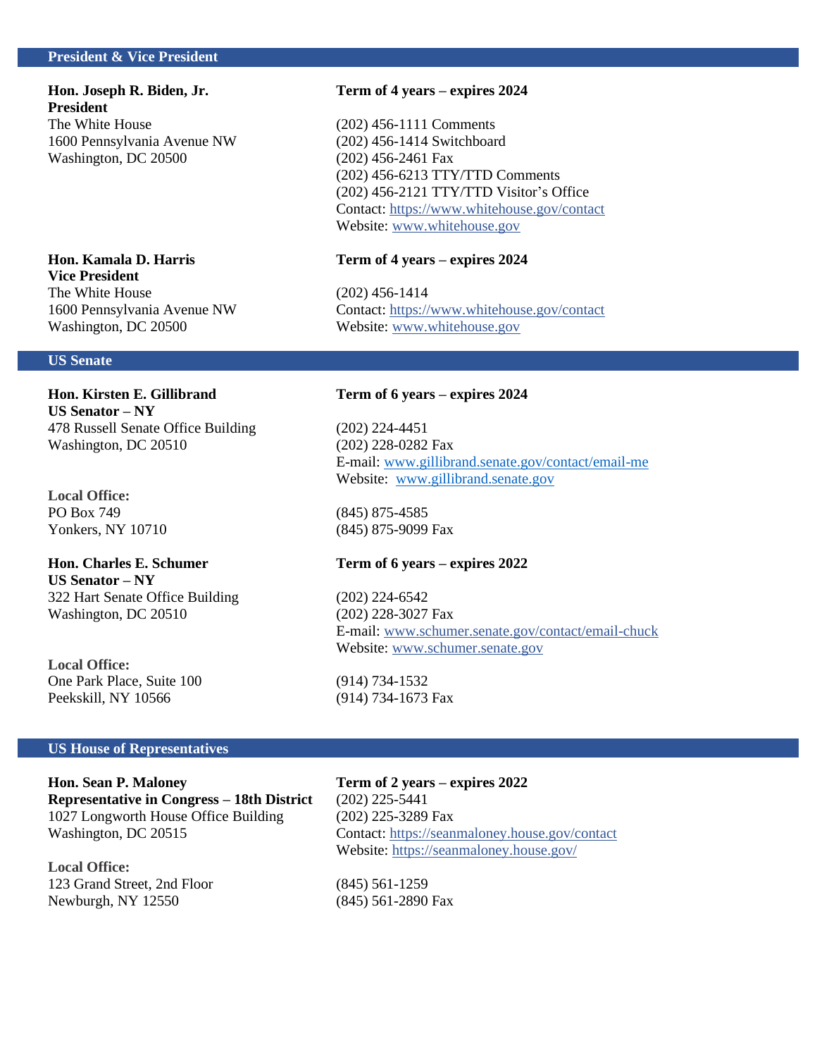## President & Vice President

**Hon. Joseph R. Biden, Jr.**
**President**
The White House
1600 Pennsylvania Avenue NW
Washington, DC 20500

**Term of 4 years – expires 2024**

(202) 456-1111 Comments
(202) 456-1414 Switchboard
(202) 456-2461 Fax
(202) 456-6213 TTY/TTD Comments
(202) 456-2121 TTY/TTD Visitor's Office
Contact: https://www.whitehouse.gov/contact
Website: www.whitehouse.gov

**Hon. Kamala D. Harris**
**Vice President**
The White House
1600 Pennsylvania Avenue NW
Washington, DC 20500

**Term of 4 years – expires 2024**

(202) 456-1414
Contact: https://www.whitehouse.gov/contact
Website: www.whitehouse.gov

## US Senate

**Hon. Kirsten E. Gillibrand**
**US Senator – NY**
478 Russell Senate Office Building
Washington, DC 20510

**Term of 6 years – expires 2024**

(202) 224-4451
(202) 228-0282 Fax
E-mail: www.gillibrand.senate.gov/contact/email-me
Website: www.gillibrand.senate.gov

**Local Office:**
PO Box 749
Yonkers, NY 10710

(845) 875-4585
(845) 875-9099 Fax

**Hon. Charles E. Schumer**
**US Senator – NY**
322 Hart Senate Office Building
Washington, DC 20510

**Term of 6 years – expires 2022**

(202) 224-6542
(202) 228-3027 Fax
E-mail: www.schumer.senate.gov/contact/email-chuck
Website: www.schumer.senate.gov

**Local Office:**
One Park Place, Suite 100
Peekskill, NY 10566

(914) 734-1532
(914) 734-1673 Fax

## US House of Representatives

**Hon. Sean P. Maloney**
**Representative in Congress – 18th District**
1027 Longworth House Office Building
Washington, DC 20515

**Term of 2 years – expires 2022**
(202) 225-5441
(202) 225-3289 Fax
Contact: https://seanmaloney.house.gov/contact
Website: https://seanmaloney.house.gov/

**Local Office:**
123 Grand Street, 2nd Floor
Newburgh, NY 12550

(845) 561-1259
(845) 561-2890 Fax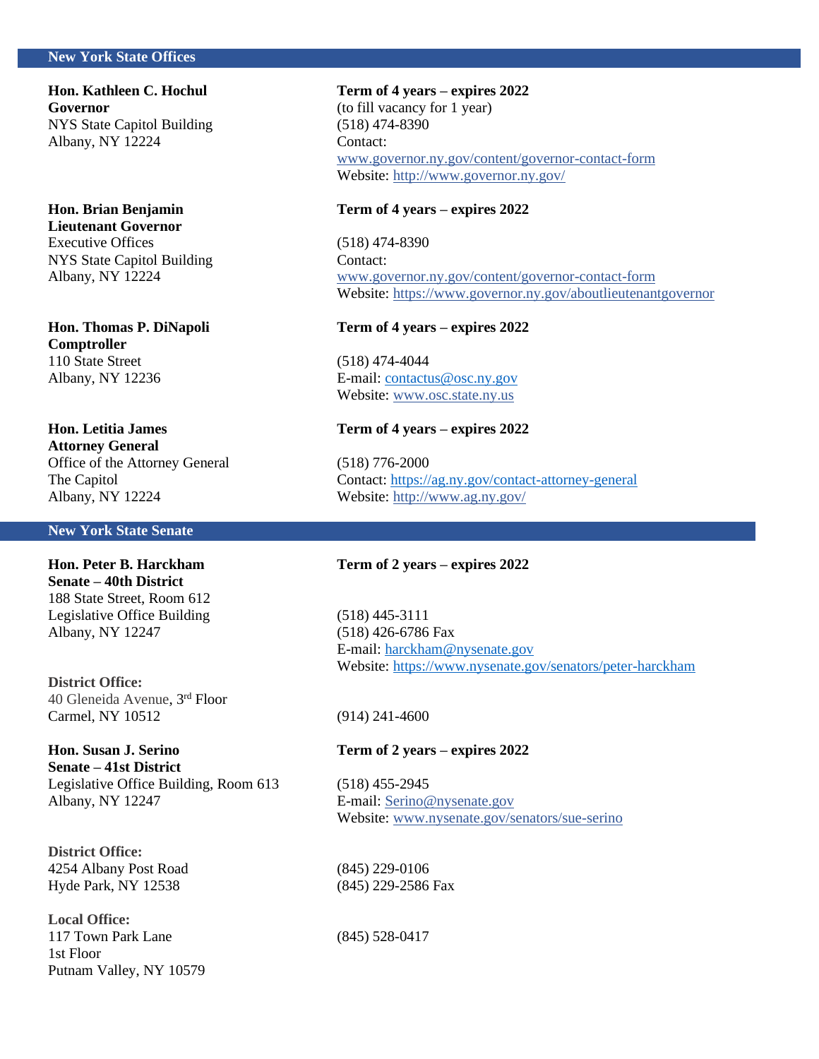## New York State Offices

**Hon. Kathleen C. Hochul**
**Governor**
NYS State Capitol Building
Albany, NY 12224

**Term of 4 years – expires 2022**
(to fill vacancy for 1 year)
(518) 474-8390
Contact:
www.governor.ny.gov/content/governor-contact-form
Website: http://www.governor.ny.gov/

**Hon. Brian Benjamin**
**Lieutenant Governor**
Executive Offices
NYS State Capitol Building
Albany, NY 12224

**Term of 4 years – expires 2022**

(518) 474-8390
Contact:
www.governor.ny.gov/content/governor-contact-form
Website: https://www.governor.ny.gov/aboutlieutenantgovernor

**Hon. Thomas P. DiNapoli**
**Comptroller**
110 State Street
Albany, NY 12236

**Term of 4 years – expires 2022**

(518) 474-4044
E-mail: contactus@osc.ny.gov
Website: www.osc.state.ny.us

**Hon. Letitia James**
**Attorney General**
Office of the Attorney General
The Capitol
Albany, NY 12224

**Term of 4 years – expires 2022**

(518) 776-2000
Contact: https://ag.ny.gov/contact-attorney-general
Website: http://www.ag.ny.gov/

## New York State Senate

**Hon. Peter B. Harckham**
**Senate – 40th District**
188 State Street, Room 612
Legislative Office Building
Albany, NY 12247

**Term of 2 years – expires 2022**

(518) 445-3111
(518) 426-6786 Fax
E-mail: harckham@nysenate.gov
Website: https://www.nysenate.gov/senators/peter-harckham

**District Office:**
40 Gleneida Avenue, 3rd Floor
Carmel, NY 10512

(914) 241-4600

**Hon. Susan J. Serino**
**Senate – 41st District**
Legislative Office Building, Room 613
Albany, NY 12247

**Term of 2 years – expires 2022**

(518) 455-2945
E-mail: Serino@nysenate.gov
Website: www.nysenate.gov/senators/sue-serino

**District Office:**
4254 Albany Post Road
Hyde Park, NY 12538

(845) 229-0106
(845) 229-2586 Fax

**Local Office:**
117 Town Park Lane
1st Floor
Putnam Valley, NY 10579

(845) 528-0417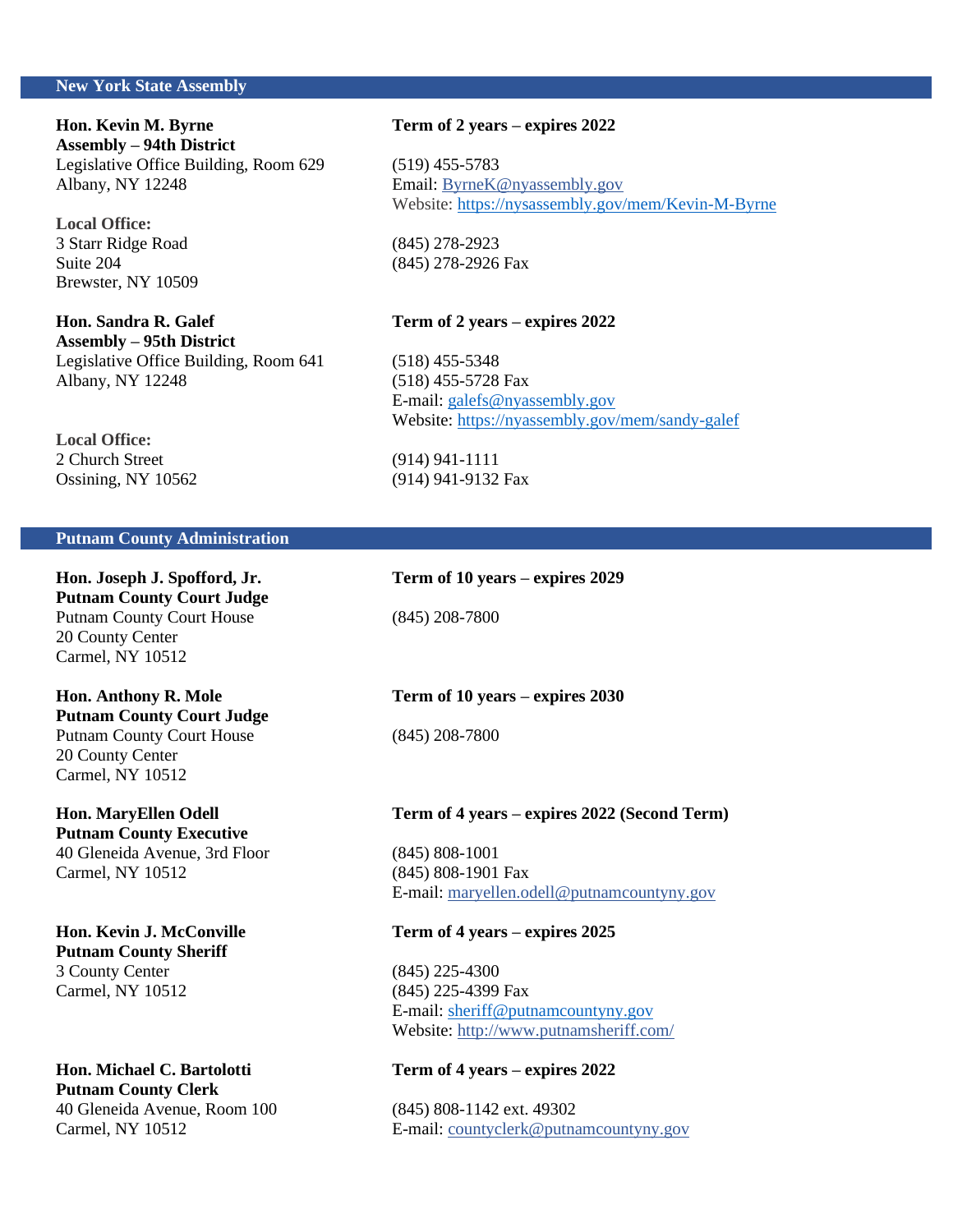## New York State Assembly

**Hon. Kevin M. Byrne**
**Assembly – 94th District**
Legislative Office Building, Room 629
Albany, NY 12248

**Term of 2 years – expires 2022**

(519) 455-5783
Email: ByrneK@nyassembly.gov
Website: https://nysassembly.gov/mem/Kevin-M-Byrne

**Local Office:**
3 Starr Ridge Road
Suite 204
Brewster, NY 10509

(845) 278-2923
(845) 278-2926 Fax

**Hon. Sandra R. Galef**
**Assembly – 95th District**
Legislative Office Building, Room 641
Albany, NY 12248

**Term of 2 years – expires 2022**

(518) 455-5348
(518) 455-5728 Fax
E-mail: galefs@nyassembly.gov
Website: https://nyassembly.gov/mem/sandy-galef

**Local Office:**
2 Church Street
Ossining, NY 10562

(914) 941-1111
(914) 941-9132 Fax

## Putnam County Administration

**Hon. Joseph J. Spofford, Jr.**
**Putnam County Court Judge**
Putnam County Court House
20 County Center
Carmel, NY 10512

**Term of 10 years – expires 2029**

(845) 208-7800

**Hon. Anthony R. Mole**
**Putnam County Court Judge**
Putnam County Court House
20 County Center
Carmel, NY 10512

**Term of 10 years – expires 2030**

(845) 208-7800

**Hon. MaryEllen Odell**
**Putnam County Executive**
40 Gleneida Avenue, 3rd Floor
Carmel, NY 10512

**Term of 4 years – expires 2022 (Second Term)**

(845) 808-1001
(845) 808-1901 Fax
E-mail: maryellen.odell@putnamcountyny.gov

**Hon. Kevin J. McConville**
**Putnam County Sheriff**
3 County Center
Carmel, NY 10512

**Term of 4 years – expires 2025**

(845) 225-4300
(845) 225-4399 Fax
E-mail: sheriff@putnamcountyny.gov
Website: http://www.putnamsheriff.com/

**Hon. Michael C. Bartolotti**
**Putnam County Clerk**
40 Gleneida Avenue, Room 100
Carmel, NY 10512

**Term of 4 years – expires 2022**

(845) 808-1142 ext. 49302
E-mail: countyclerk@putnamcountyny.gov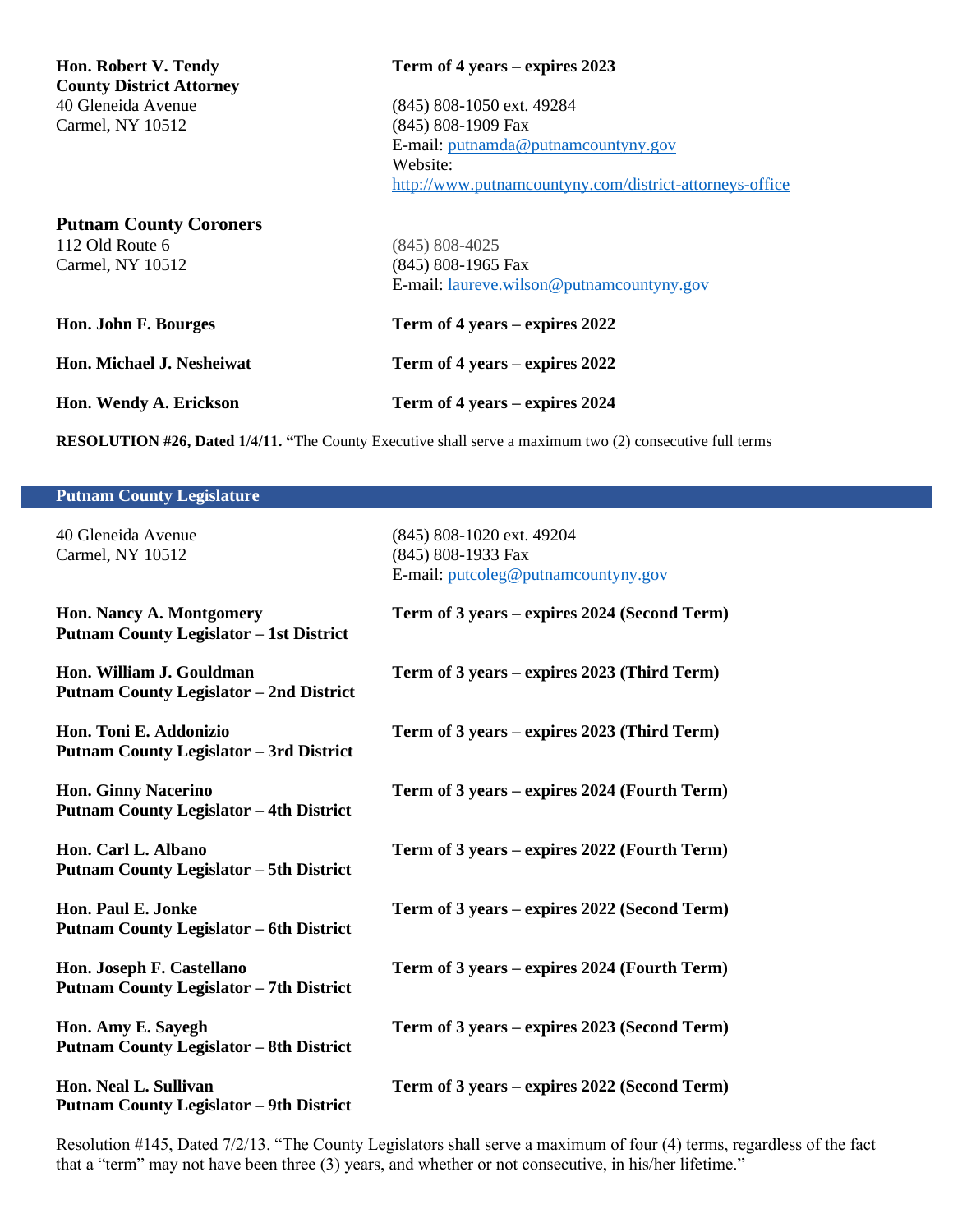**Hon. Robert V. Tendy**
**County District Attorney**
40 Gleneida Avenue
Carmel, NY 10512

**Term of 4 years – expires 2023**

(845) 808-1050 ext. 49284
(845) 808-1909 Fax
E-mail: putnamda@putnamcountyny.gov
Website:
http://www.putnamcountyny.com/district-attorneys-office

### Putnam County Coroners

112 Old Route 6
Carmel, NY 10512

(845) 808-4025
(845) 808-1965 Fax
E-mail: laureve.wilson@putnamcountyny.gov

**Hon. John F. Bourges** — **Term of 4 years – expires 2022**

**Hon. Michael J. Nesheiwat** — **Term of 4 years – expires 2022**

**Hon. Wendy A. Erickson** — **Term of 4 years – expires 2024**

**RESOLUTION #26, Dated 1/4/11. "**The County Executive shall serve a maximum two (2) consecutive full terms

## Putnam County Legislature

40 Gleneida Avenue
Carmel, NY 10512

(845) 808-1020 ext. 49204
(845) 808-1933 Fax
E-mail: putcoleg@putnamcountyny.gov

**Hon. Nancy A. Montgomery**
**Putnam County Legislator – 1st District**
**Term of 3 years – expires 2024 (Second Term)**

**Hon. William J. Gouldman**
**Putnam County Legislator – 2nd District**
**Term of 3 years – expires 2023 (Third Term)**

**Hon. Toni E. Addonizio**
**Putnam County Legislator – 3rd District**
**Term of 3 years – expires 2023 (Third Term)**

**Hon. Ginny Nacerino**
**Putnam County Legislator – 4th District**
**Term of 3 years – expires 2024 (Fourth Term)**

**Hon. Carl L. Albano**
**Putnam County Legislator – 5th District**
**Term of 3 years – expires 2022 (Fourth Term)**

**Hon. Paul E. Jonke**
**Putnam County Legislator – 6th District**
**Term of 3 years – expires 2022 (Second Term)**

**Hon. Joseph F. Castellano**
**Putnam County Legislator – 7th District**
**Term of 3 years – expires 2024 (Fourth Term)**

**Hon. Amy E. Sayegh**
**Putnam County Legislator – 8th District**
**Term of 3 years – expires 2023 (Second Term)**

**Hon. Neal L. Sullivan**
**Putnam County Legislator – 9th District**
**Term of 3 years – expires 2022 (Second Term)**

Resolution #145, Dated 7/2/13. "The County Legislators shall serve a maximum of four (4) terms, regardless of the fact that a "term" may not have been three (3) years, and whether or not consecutive, in his/her lifetime."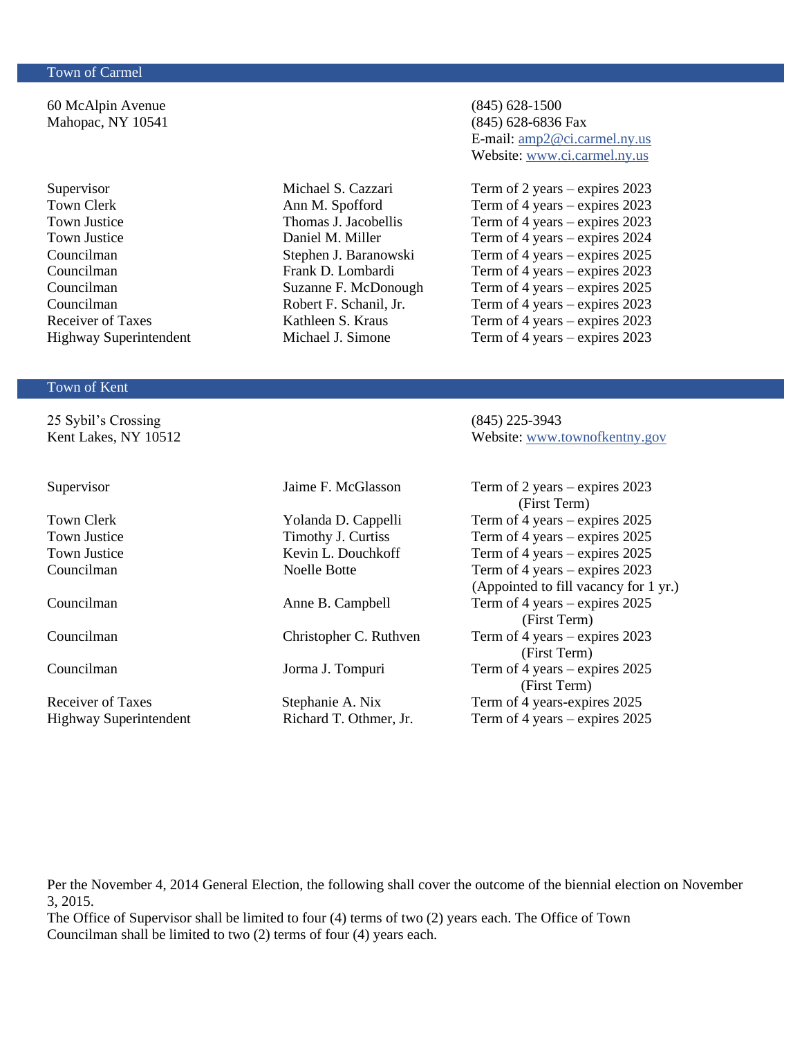## Town of Carmel

60 McAlpin Avenue
Mahopac, NY 10541

(845) 628-1500
(845) 628-6836 Fax
E-mail: amp2@ci.carmel.ny.us
Website: www.ci.carmel.ny.us

| | | |
|---|---|---|
| Supervisor | Michael S. Cazzari | Term of 2 years – expires 2023 |
| Town Clerk | Ann M. Spofford | Term of 4 years – expires 2023 |
| Town Justice | Thomas J. Jacobellis | Term of 4 years – expires 2023 |
| Town Justice | Daniel M. Miller | Term of 4 years – expires 2024 |
| Councilman | Stephen J. Baranowski | Term of 4 years – expires 2025 |
| Councilman | Frank D. Lombardi | Term of 4 years – expires 2023 |
| Councilman | Suzanne F. McDonough | Term of 4 years – expires 2025 |
| Councilman | Robert F. Schanil, Jr. | Term of 4 years – expires 2023 |
| Receiver of Taxes | Kathleen S. Kraus | Term of 4 years – expires 2023 |
| Highway Superintendent | Michael J. Simone | Term of 4 years – expires 2023 |

## Town of Kent

25 Sybil's Crossing
Kent Lakes, NY 10512

(845) 225-3943
Website: www.townofkentny.gov

| | | |
|---|---|---|
| Supervisor | Jaime F. McGlasson | Term of 2 years – expires 2023 (First Term) |
| Town Clerk | Yolanda D. Cappelli | Term of 4 years – expires 2025 |
| Town Justice | Timothy J. Curtiss | Term of 4 years – expires 2025 |
| Town Justice | Kevin L. Douchkoff | Term of 4 years – expires 2025 |
| Councilman | Noelle Botte | Term of 4 years – expires 2023 (Appointed to fill vacancy for 1 yr.) |
| Councilman | Anne B. Campbell | Term of 4 years – expires 2025 (First Term) |
| Councilman | Christopher C. Ruthven | Term of 4 years – expires 2023 (First Term) |
| Councilman | Jorma J. Tompuri | Term of 4 years – expires 2025 (First Term) |
| Receiver of Taxes | Stephanie A. Nix | Term of 4 years-expires 2025 |
| Highway Superintendent | Richard T. Othmer, Jr. | Term of 4 years – expires 2025 |

Per the November 4, 2014 General Election, the following shall cover the outcome of the biennial election on November 3, 2015.
The Office of Supervisor shall be limited to four (4) terms of two (2) years each. The Office of Town Councilman shall be limited to two (2) terms of four (4) years each.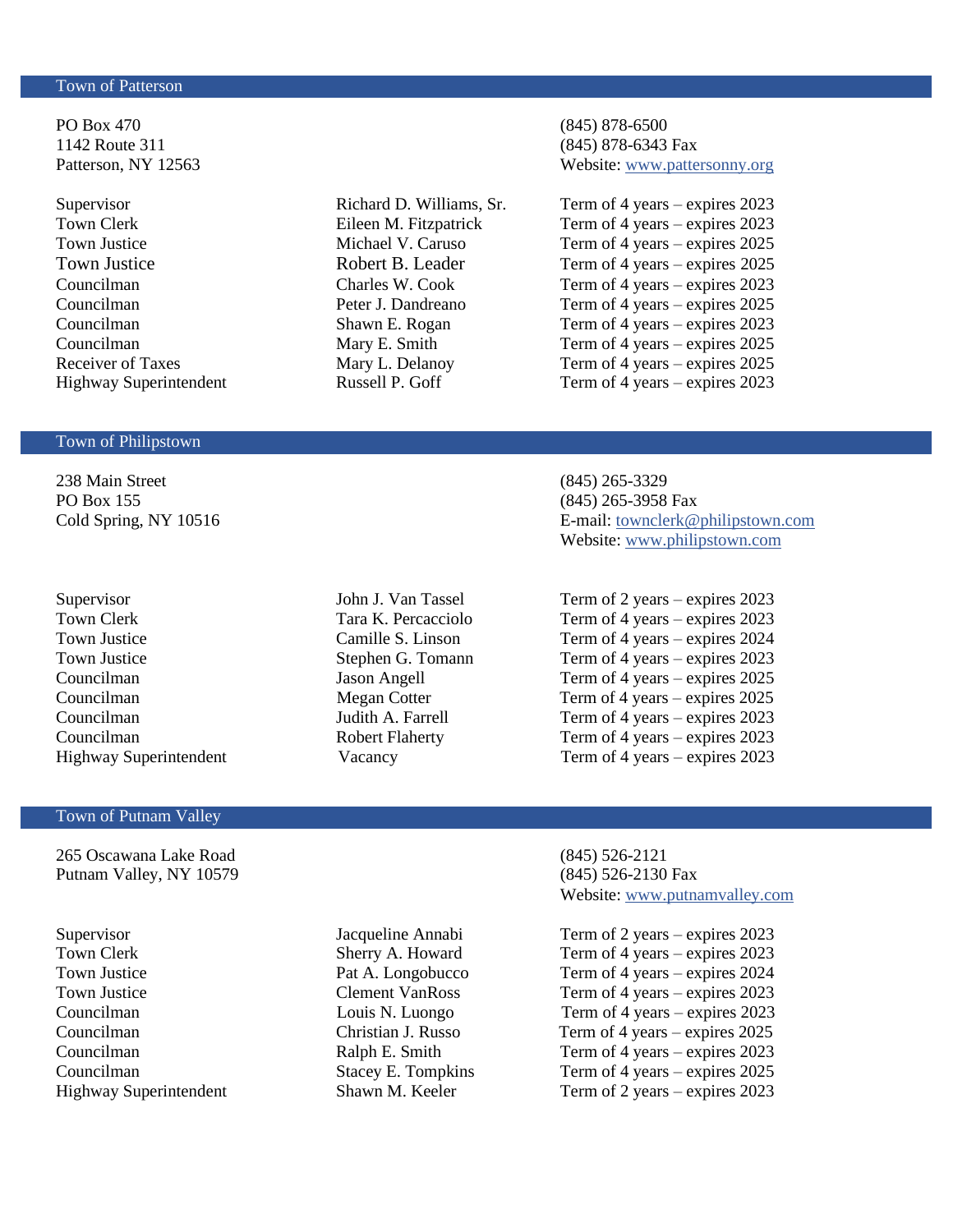## Town of Patterson

PO Box 470
1142 Route 311
Patterson, NY 12563

(845) 878-6500
(845) 878-6343 Fax
Website: www.pattersonny.org

| Office | Name | Term |
|---|---|---|
| Supervisor | Richard D. Williams, Sr. | Term of 4 years – expires 2023 |
| Town Clerk | Eileen M. Fitzpatrick | Term of 4 years – expires 2023 |
| Town Justice | Michael V. Caruso | Term of 4 years – expires 2025 |
| Town Justice | Robert B. Leader | Term of 4 years – expires 2025 |
| Councilman | Charles W. Cook | Term of 4 years – expires 2023 |
| Councilman | Peter J. Dandreano | Term of 4 years – expires 2025 |
| Councilman | Shawn E. Rogan | Term of 4 years – expires 2023 |
| Councilman | Mary E. Smith | Term of 4 years – expires 2025 |
| Receiver of Taxes | Mary L. Delanoy | Term of 4 years – expires 2025 |
| Highway Superintendent | Russell P. Goff | Term of 4 years – expires 2023 |

## Town of Philipstown

238 Main Street
PO Box 155
Cold Spring, NY 10516

(845) 265-3329
(845) 265-3958 Fax
E-mail: townclerk@philipstown.com
Website: www.philipstown.com

| Office | Name | Term |
|---|---|---|
| Supervisor | John J. Van Tassel | Term of 2 years – expires 2023 |
| Town Clerk | Tara K. Percacciolo | Term of 4 years – expires 2023 |
| Town Justice | Camille S. Linson | Term of 4 years – expires 2024 |
| Town Justice | Stephen G. Tomann | Term of 4 years – expires 2023 |
| Councilman | Jason Angell | Term of 4 years – expires 2025 |
| Councilman | Megan Cotter | Term of 4 years – expires 2025 |
| Councilman | Judith A. Farrell | Term of 4 years – expires 2023 |
| Councilman | Robert Flaherty | Term of 4 years – expires 2023 |
| Highway Superintendent | Vacancy | Term of 4 years – expires 2023 |

## Town of Putnam Valley

265 Oscawana Lake Road
Putnam Valley, NY 10579

(845) 526-2121
(845) 526-2130 Fax
Website: www.putnamvalley.com

| Office | Name | Term |
|---|---|---|
| Supervisor | Jacqueline Annabi | Term of 2 years – expires 2023 |
| Town Clerk | Sherry A. Howard | Term of 4 years – expires 2023 |
| Town Justice | Pat A. Longobucco | Term of 4 years – expires 2024 |
| Town Justice | Clement VanRoss | Term of 4 years – expires 2023 |
| Councilman | Louis N. Luongo | Term of 4 years – expires 2023 |
| Councilman | Christian J. Russo | Term of 4 years – expires 2025 |
| Councilman | Ralph E. Smith | Term of 4 years – expires 2023 |
| Councilman | Stacey E. Tompkins | Term of 4 years – expires 2025 |
| Highway Superintendent | Shawn M. Keeler | Term of 2 years – expires 2023 |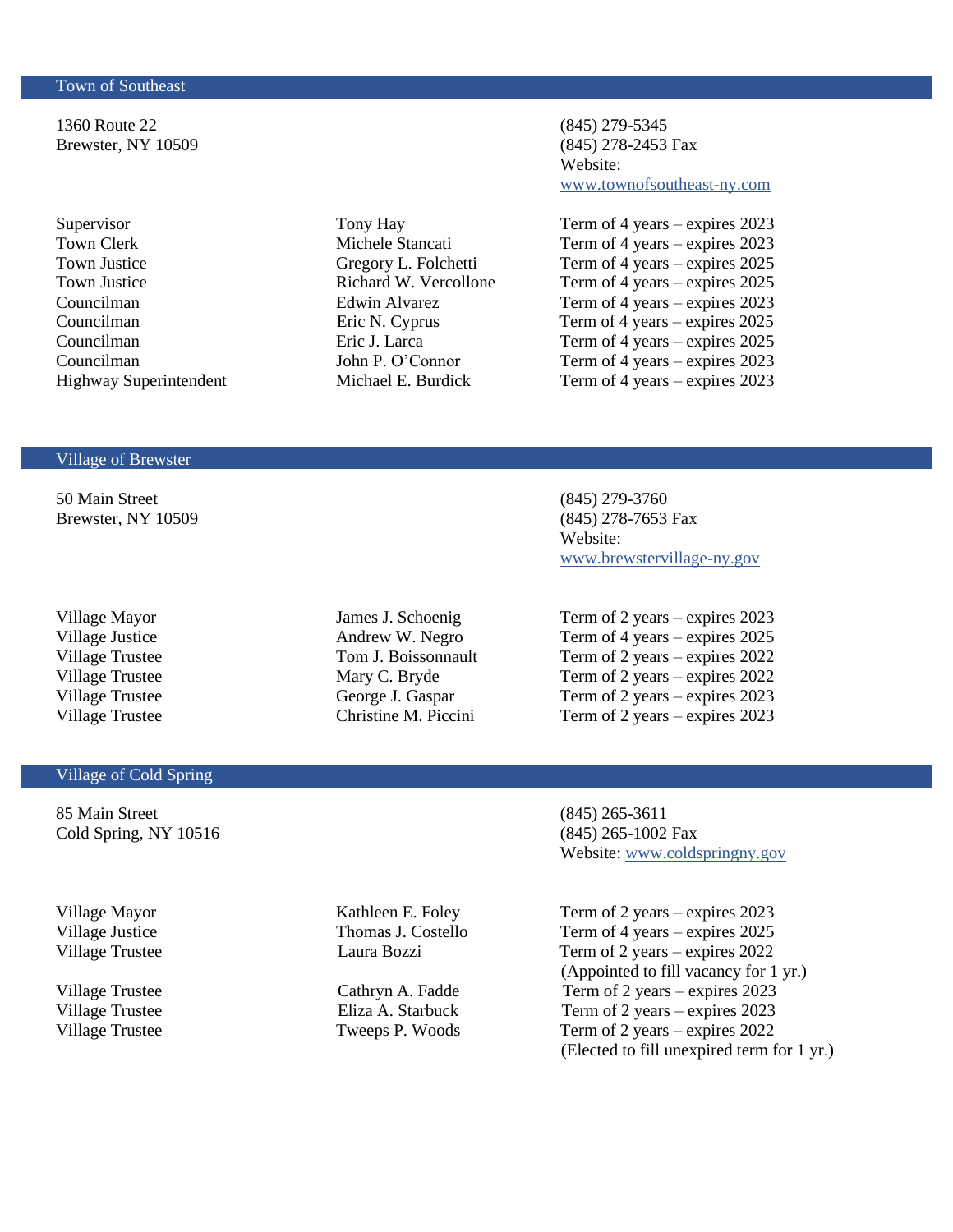## Town of Southeast

1360 Route 22
Brewster, NY 10509

(845) 279-5345
(845) 278-2453 Fax
Website: [www.townofsoutheast-ny.com](http://www.townofsoutheast-ny.com)

| | | |
|---|---|---|
| Supervisor | Tony Hay | Term of 4 years – expires 2023 |
| Town Clerk | Michele Stancati | Term of 4 years – expires 2023 |
| Town Justice | Gregory L. Folchetti | Term of 4 years – expires 2025 |
| Town Justice | Richard W. Vercollone | Term of 4 years – expires 2025 |
| Councilman | Edwin Alvarez | Term of 4 years – expires 2023 |
| Councilman | Eric N. Cyprus | Term of 4 years – expires 2025 |
| Councilman | Eric J. Larca | Term of 4 years – expires 2025 |
| Councilman | John P. O'Connor | Term of 4 years – expires 2023 |
| Highway Superintendent | Michael E. Burdick | Term of 4 years – expires 2023 |

## Village of Brewster

50 Main Street
Brewster, NY 10509

(845) 279-3760
(845) 278-7653 Fax
Website: [www.brewstervillage-ny.gov](http://www.brewstervillage-ny.gov)

| | | |
|---|---|---|
| Village Mayor | James J. Schoenig | Term of 2 years – expires 2023 |
| Village Justice | Andrew W. Negro | Term of 4 years – expires 2025 |
| Village Trustee | Tom J. Boissonnault | Term of 2 years – expires 2022 |
| Village Trustee | Mary C. Bryde | Term of 2 years – expires 2022 |
| Village Trustee | George J. Gaspar | Term of 2 years – expires 2023 |
| Village Trustee | Christine M. Piccini | Term of 2 years – expires 2023 |

## Village of Cold Spring

85 Main Street
Cold Spring, NY 10516

(845) 265-3611
(845) 265-1002 Fax
Website: [www.coldspringny.gov](http://www.coldspringny.gov)

| | | |
|---|---|---|
| Village Mayor | Kathleen E. Foley | Term of 2 years – expires 2023 |
| Village Justice | Thomas J. Costello | Term of 4 years – expires 2025 |
| Village Trustee | Laura Bozzi | Term of 2 years – expires 2022 (Appointed to fill vacancy for 1 yr.) |
| Village Trustee | Cathryn A. Fadde | Term of 2 years – expires 2023 |
| Village Trustee | Eliza A. Starbuck | Term of 2 years – expires 2023 |
| Village Trustee | Tweeps P. Woods | Term of 2 years – expires 2022 (Elected to fill unexpired term for 1 yr.) |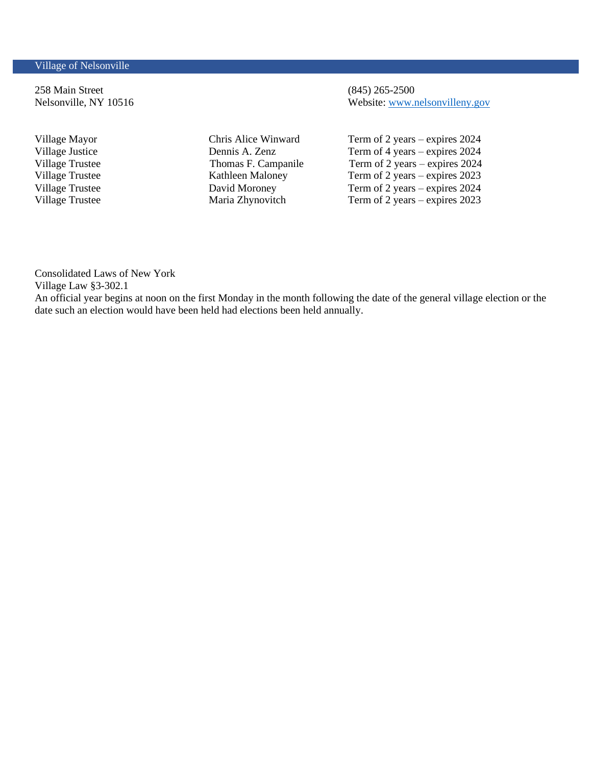## Village of Nelsonville

258 Main Street
Nelsonville, NY 10516

(845) 265-2500
Website: www.nelsonvilleny.gov

| | | |
|---|---|---|
| Village Mayor | Chris Alice Winward | Term of 2 years – expires 2024 |
| Village Justice | Dennis A. Zenz | Term of 4 years – expires 2024 |
| Village Trustee | Thomas F. Campanile | Term of 2 years – expires 2024 |
| Village Trustee | Kathleen Maloney | Term of 2 years – expires 2023 |
| Village Trustee | David Moroney | Term of 2 years – expires 2024 |
| Village Trustee | Maria Zhynovitch | Term of 2 years – expires 2023 |

Consolidated Laws of New York
Village Law §3-302.1
An official year begins at noon on the first Monday in the month following the date of the general village election or the date such an election would have been held had elections been held annually.